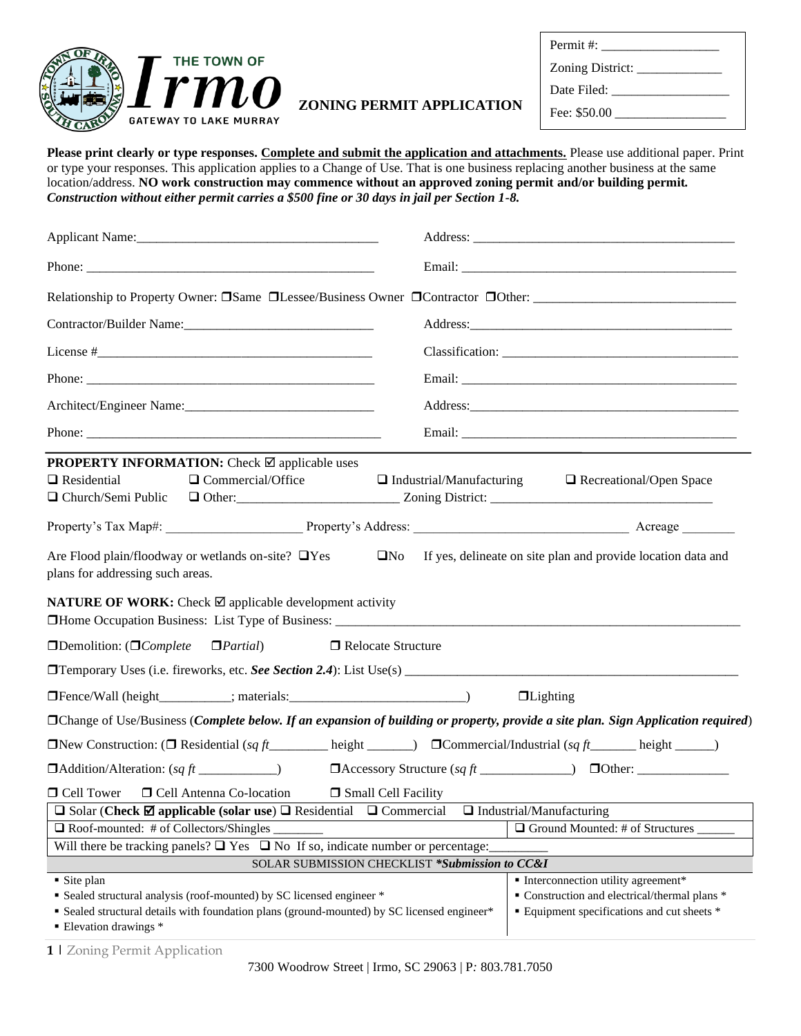THE TOWN OF **Irmo** GATEWAY TO LAKE MURRAY

# ZONING PERMIT APPLICATION

Permit #: __________________
Zoning District: _____________
Date Filed: __________________
Fee: $50.00 _________________

**Please print clearly or type responses.** **Complete and submit the application and attachments.** Please use additional paper. Print or type your responses. This application applies to a Change of Use. That is one business replacing another business at the same location/address. **NO work construction may commence without an approved zoning permit and/or building permit.** ***Construction without either permit carries a $500 fine or 30 days in jail per Section 1-8.***

Applicant Name:____________________________________ Address: ________________________________________

Phone: _____________________________________________ Email: __________________________________________

Relationship to Property Owner: ❒Same ❒Lessee/Business Owner ❒Contractor ❒Other: ______________________________

Contractor/Builder Name:_____________________________ Address:_________________________________________

License #___________________________________________ Classification: ___________________________________

Phone: _____________________________________________ Email: __________________________________________

Architect/Engineer Name:_____________________________ Address:__________________________________________

Phone: ______________________________________________ Email: __________________________________________

**PROPERTY INFORMATION:** Check ☑ applicable uses

❑ Residential ❑ Commercial/Office ❑ Industrial/Manufacturing ❑ Recreational/Open Space

❑ Church/Semi Public ❑ Other:________________________ Zoning District: _________________________________

Property's Tax Map#: ____________________ Property's Address: ________________________________ Acreage ________

Are Flood plain/floodway or wetlands on-site? ❑Yes ❑No If yes, delineate on site plan and provide location data and plans for addressing such areas.

**NATURE OF WORK:** Check ☑ applicable development activity

❒Home Occupation Business: List Type of Business: ______________________________________________________________

❒Demolition: (❒*Complete* ❒*Partial*) ❒ Relocate Structure

❒Temporary Uses (i.e. fireworks, etc. ***See Section 2.4***): List Use(s) ___________________________________________________

❒Fence/Wall (height__________; materials:__________________________) ❒Lighting

❒Change of Use/Business (***Complete below. If an expansion of building or property, provide a site plan. Sign Application required***)

❒New Construction: (❒ Residential (*sq ft*________ height _______) ❒Commercial/Industrial (*sq ft*_______ height ______)

❒Addition/Alteration: (*sq ft* ___________) ❒Accessory Structure (*sq ft* ______________) ❒Other: ______________

❒ Cell Tower ❒ Cell Antenna Co-location ❒ Small Cell Facility

| ❑ Solar (**Check ☑ applicable (solar use)**) ❑ Residential ❑ Commercial ❑ Industrial/Manufacturing | |
|---|---|
| ❑ Roof-mounted: # of Collectors/Shingles ________ | ❑ Ground Mounted: # of Structures ______ |
| Will there be tracking panels? ❑ Yes ❑ No If so, indicate number or percentage:_________ | |
| SOLAR SUBMISSION CHECKLIST ***\*Submission to CC&I*** | |
| ▪ Site plan<br>▪ Sealed structural analysis (roof-mounted) by SC licensed engineer *<br>▪ Sealed structural details with foundation plans (ground-mounted) by SC licensed engineer*<br>▪ Elevation drawings * | ▪ Interconnection utility agreement*<br>▪ Construction and electrical/thermal plans *<br>▪ Equipment specifications and cut sheets * |

7300 Woodrow Street | Irmo, SC 29063 | P: 803.781.7050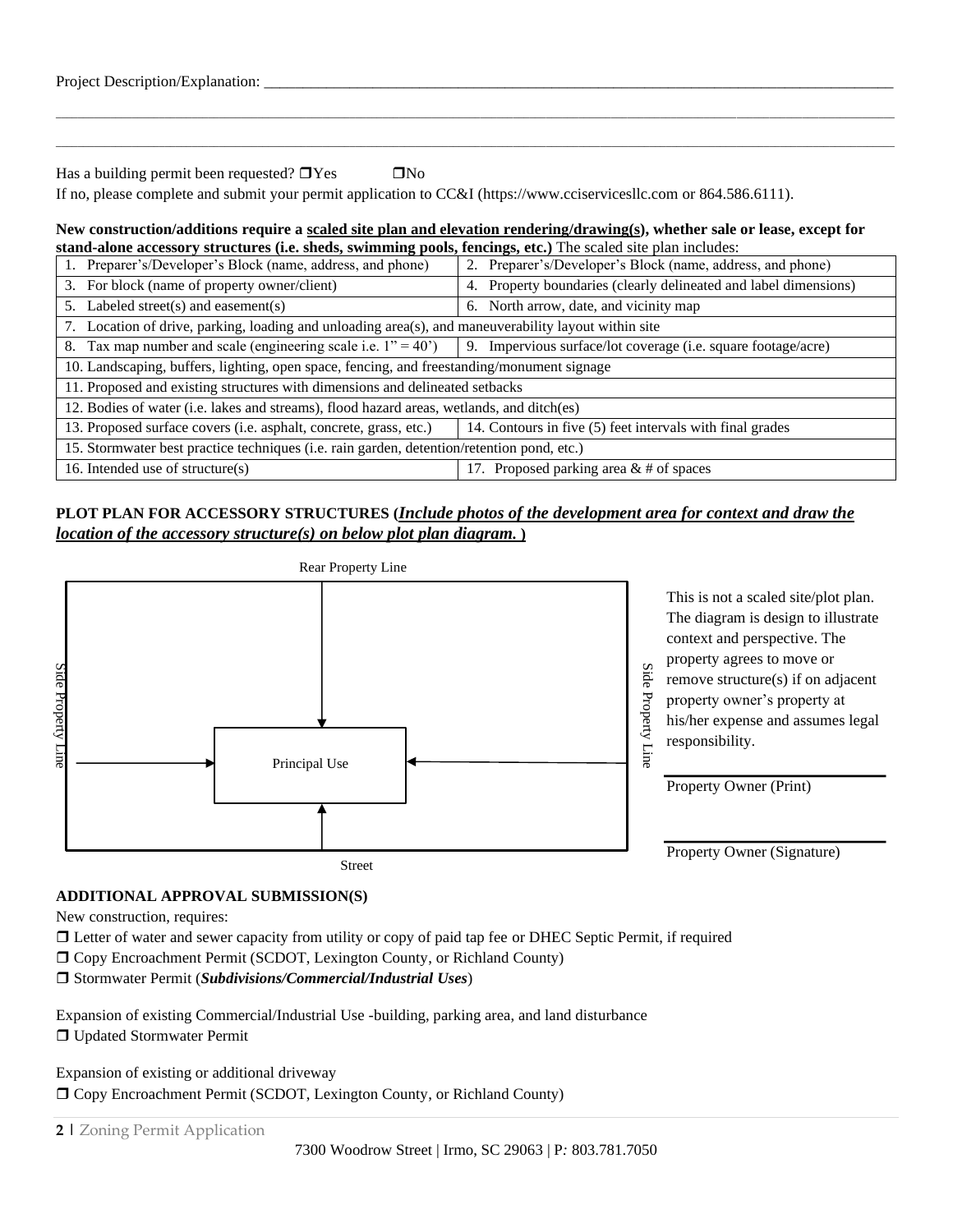Project Description/Explanation: ______________________________________________________________________________

_____________________________________________________________________________________________________________

_____________________________________________________________________________________________________________

Has a building permit been requested? ❒Yes ❒No

If no, please complete and submit your permit application to CC&I (https://www.cciservicesllc.com or 864.586.6111).

**New construction/additions require a scaled site plan and elevation rendering/drawing(s), whether sale or lease, except for stand-alone accessory structures (i.e. sheds, swimming pools, fencings, etc.)** The scaled site plan includes:

| | |
|---|---|
| 1. Preparer's/Developer's Block (name, address, and phone) | 2. Preparer's/Developer's Block (name, address, and phone) |
| 3. For block (name of property owner/client) | 4. Property boundaries (clearly delineated and label dimensions) |
| 5. Labeled street(s) and easement(s) | 6. North arrow, date, and vicinity map |
| 7. Location of drive, parking, loading and unloading area(s), and maneuverability layout within site | |
| 8. Tax map number and scale (engineering scale i.e. 1" = 40') | 9. Impervious surface/lot coverage (i.e. square footage/acre) |
| 10. Landscaping, buffers, lighting, open space, fencing, and freestanding/monument signage | |
| 11. Proposed and existing structures with dimensions and delineated setbacks | |
| 12. Bodies of water (i.e. lakes and streams), flood hazard areas, wetlands, and ditch(es) | |
| 13. Proposed surface covers (i.e. asphalt, concrete, grass, etc.) | 14. Contours in five (5) feet intervals with final grades |
| 15. Stormwater best practice techniques (i.e. rain garden, detention/retention pond, etc.) | |
| 16. Intended use of structure(s) | 17. Proposed parking area & # of spaces |

**PLOT PLAN FOR ACCESSORY STRUCTURES (*Include photos of the development area for context and draw the location of the accessory structure(s) on below plot plan diagram.* )**

Rear Property Line

Side Property Line

Principal Use

Side Property Line

Street

This is not a scaled site/plot plan. The diagram is design to illustrate context and perspective. The property agrees to move or remove structure(s) if on adjacent property owner's property at his/her expense and assumes legal responsibility.

_____________________________
Property Owner (Print)

_____________________________
Property Owner (Signature)

**ADDITIONAL APPROVAL SUBMISSION(S)**

New construction, requires:

❒ Letter of water and sewer capacity from utility or copy of paid tap fee or DHEC Septic Permit, if required

❒ Copy Encroachment Permit (SCDOT, Lexington County, or Richland County)

❒ Stormwater Permit (***Subdivisions/Commercial/Industrial Uses***)

Expansion of existing Commercial/Industrial Use -building, parking area, and land disturbance

❒ Updated Stormwater Permit

Expansion of existing or additional driveway

❒ Copy Encroachment Permit (SCDOT, Lexington County, or Richland County)

7300 Woodrow Street | Irmo, SC 29063 | P: 803.781.7050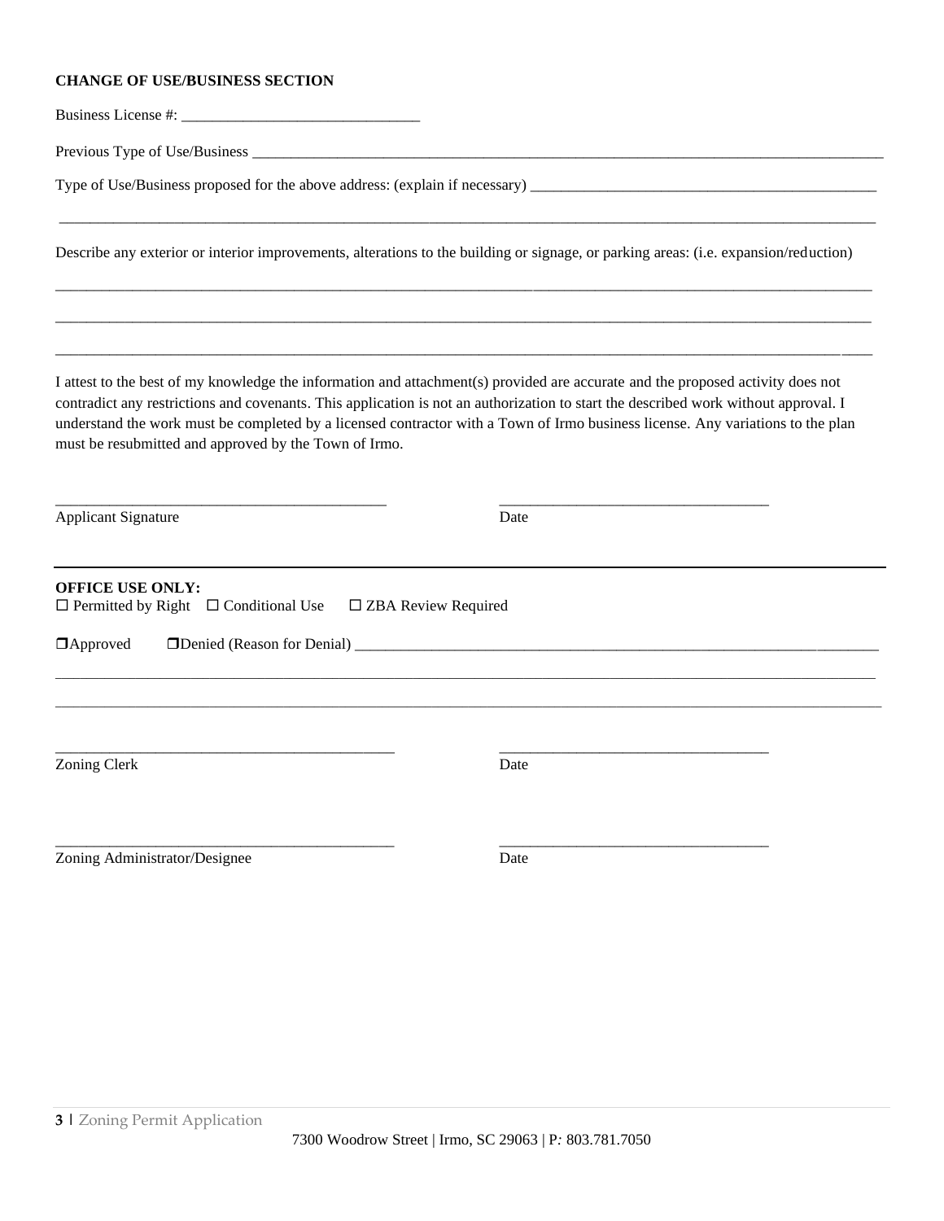**CHANGE OF USE/BUSINESS SECTION**

Business License #: _______________________________

Previous Type of Use/Business ___________________________________________________________________________________

Type of Use/Business proposed for the above address: (explain if necessary) _______________________________________________

___________________________________________________________________________________________________________

Describe any exterior or interior improvements, alterations to the building or signage, or parking areas: (i.e. expansion/reduction)

___________________________________________________________________________________________________________

___________________________________________________________________________________________________________

___________________________________________________________________________________________________________

I attest to the best of my knowledge the information and attachment(s) provided are accurate and the proposed activity does not contradict any restrictions and covenants. This application is not an authorization to start the described work without approval. I understand the work must be completed by a licensed contractor with a Town of Irmo business license. Any variations to the plan must be resubmitted and approved by the Town of Irmo.

_____________________________________________ _____________________________________

Applicant Signature Date

---

**OFFICE USE ONLY:**

☐ Permitted by Right ☐ Conditional Use ☐ ZBA Review Required

❐Approved ❐Denied (Reason for Denial) __________________________________________________________________________

___________________________________________________________________________________________________________

___________________________________________________________________________________________________________

_____________________________________________ _____________________________________

Zoning Clerk Date

_____________________________________________ _____________________________________

Zoning Administrator/Designee Date

7300 Woodrow Street | Irmo, SC 29063 | P: 803.781.7050